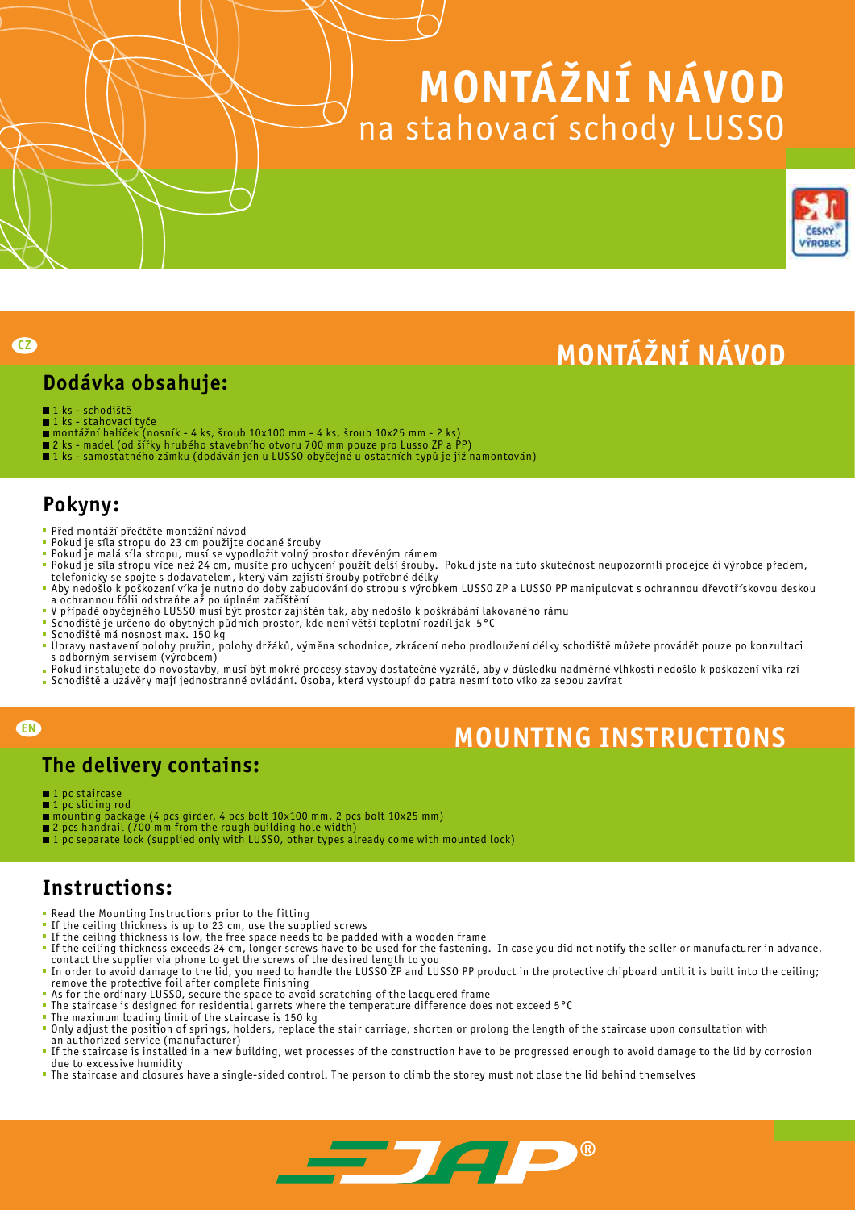# MONTÁŽNÍ NÁVOD

na stahovací schody LUSSO

ČESKÝ VÝROBEK

CZ

## MONTÁŽNÍ NÁVOD

### Dodávka obsahuje:

- 1 ks - schodiště
- 1 ks - stahovací tyče
- montážní balíček (nosník - 4 ks, šroub 10x100 mm - 4 ks, šroub 10x25 mm - 2 ks)
- 2 ks - madel (od šířky hrubého stavebního otvoru 700 mm pouze pro Lusso ZP a PP)
- 1 ks - samostatného zámku (dodáván jen u LUSSO obyčejné u ostatních typů je již namontován)

### Pokyny:

- Před montáží přečtěte montážní návod
- Pokud je síla stropu do 23 cm použijte dodané šrouby
- Pokud je malá síla stropu, musí se vypodložit volný prostor dřevěným rámem
- Pokud je síla stropu více než 24 cm, musíte pro uchycení použít delší šrouby. Pokud jste na tuto skutečnost neupozornili prodejce či výrobce předem, telefonicky se spojte s dodavatelem, který vám zajistí šrouby potřebné délky
- Aby nedošlo k poškození víka je nutno do doby zabudování do stropu s výrobkem LUSSO ZP a LUSSO PP manipulovat s ochrannou dřevotřískovou deskou a ochrannou fólii odstraňte až po úplném začištění
- V případě obyčejného LUSSO musí být prostor zajištěn tak, aby nedošlo k poškrábání lakovaného rámu
- Schodiště je určeno do obytných půdních prostor, kde není větší teplotní rozdíl jak 5°C
- Schodiště má nosnost max. 150 kg
- Úpravy nastavení polohy pružin, polohy držáků, výměna schodnice, zkrácení nebo prodloužení délky schodiště můžete provádět pouze po konzultaci s odborným servisem (výrobcem)
- Pokud instalujete do novostavby, musí být mokré procesy stavby dostatečně vyzrálé, aby v důsledku nadměrné vlhkosti nedošlo k poškození víka rzí
- Schodiště a uzávěry mají jednostranné ovládání. Osoba, která vystoupí do patra nesmí toto víko za sebou zavírat

EN

## MOUNTING INSTRUCTIONS

### The delivery contains:

- 1 pc staircase
- 1 pc sliding rod
- mounting package (4 pcs girder, 4 pcs bolt 10x100 mm, 2 pcs bolt 10x25 mm)
- 2 pcs handrail (700 mm from the rough building hole width)
- 1 pc separate lock (supplied only with LUSSO, other types already come with mounted lock)

### Instructions:

- Read the Mounting Instructions prior to the fitting
- If the ceiling thickness is up to 23 cm, use the supplied screws
- If the ceiling thickness is low, the free space needs to be padded with a wooden frame
- If the ceiling thickness exceeds 24 cm, longer screws have to be used for the fastening. In case you did not notify the seller or manufacturer in advance, contact the supplier via phone to get the screws of the desired length to you
- In order to avoid damage to the lid, you need to handle the LUSSO ZP and LUSSO PP product in the protective chipboard until it is built into the ceiling; remove the protective foil after complete finishing
- As for the ordinary LUSSO, secure the space to avoid scratching of the lacquered frame
- The staircase is designed for residential garrets where the temperature difference does not exceed 5°C
- The maximum loading limit of the staircase is 150 kg
- Only adjust the position of springs, holders, replace the stair carriage, shorten or prolong the length of the staircase upon consultation with an authorized service (manufacturer)
- If the staircase is installed in a new building, wet processes of the construction have to be progressed enough to avoid damage to the lid by corrosion due to excessive humidity
- The staircase and closures have a single-sided control. The person to climb the storey must not close the lid behind themselves

JAP®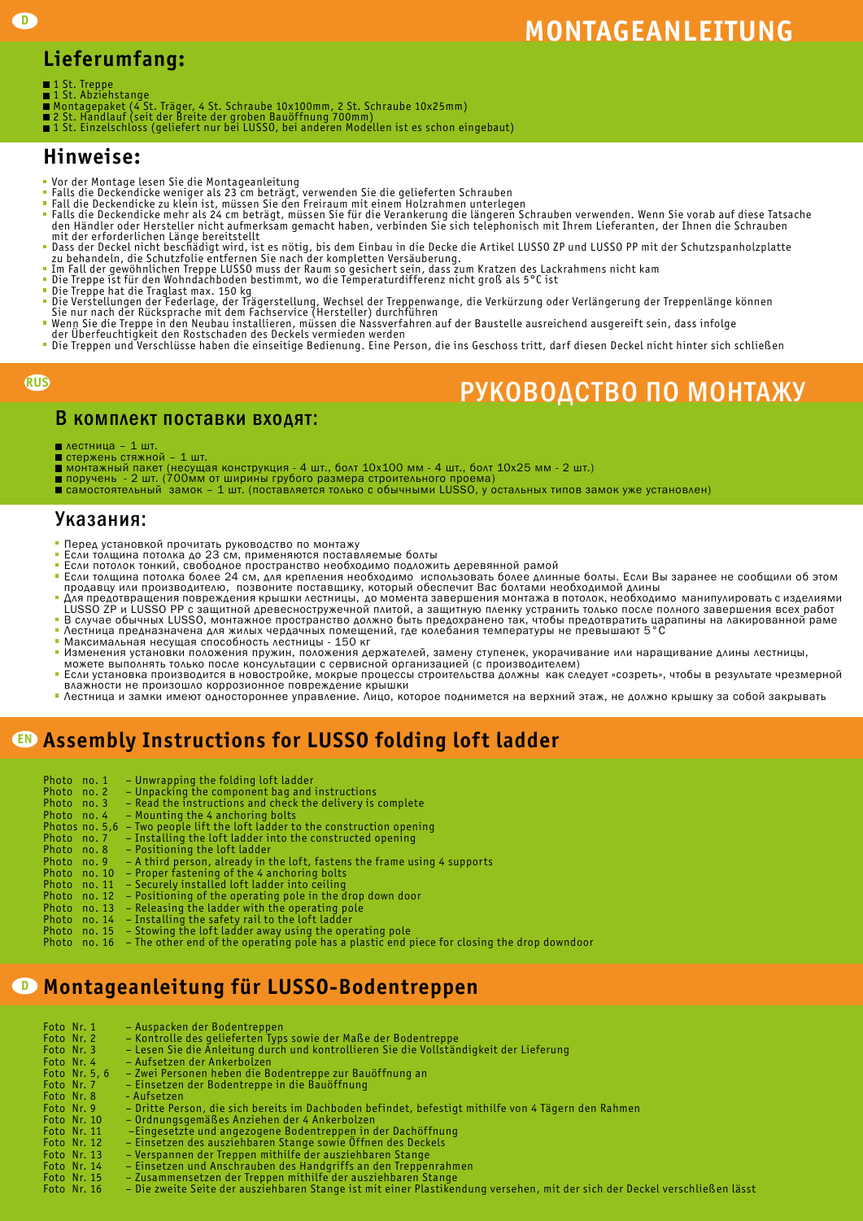D

# MONTAGEANLEITUNG

## Lieferumfang:

- 1 St. Treppe
- 1 St. Abziehstange
- Montagepaket (4 St. Träger, 4 St. Schraube 10x100mm, 2 St. Schraube 10x25mm)
- 2 St. Handlauf (seit der Breite der groben Bauöffnung 700mm)
- 1 St. Einzelschloss (geliefert nur bei LUSSO, bei anderen Modellen ist es schon eingebaut)

## Hinweise:

- Vor der Montage lesen Sie die Montageanleitung
- Falls die Deckendicke weniger als 23 cm beträgt, verwenden Sie die gelieferten Schrauben
- Fall die Deckendicke zu klein ist, müssen Sie den Freiraum mit einem Holzrahmen unterlegen
- Falls die Deckendicke mehr als 24 cm beträgt, müssen Sie für die Verankerung die längeren Schrauben verwenden. Wenn Sie vorab auf diese Tatsache den Händler oder Hersteller nicht aufmerksam gemacht haben, verbinden Sie sich telephonisch mit Ihrem Lieferanten, der Ihnen die Schrauben mit der erforderlichen Länge bereitstellt
- Dass der Deckel nicht beschädigt wird, ist es nötig, bis dem Einbau in die Decke die Artikel LUSSO ZP und LUSSO PP mit der Schutzspanholzplatte zu behandeln, die Schutzfolie entfernen Sie nach der kompletten Versäuberung.
- Im Fall der gewöhnlichen Treppe LUSSO muss der Raum so gesichert sein, dass zum Kratzen des Lackrahmens nicht kam
- Die Treppe ist für den Wohndachboden bestimmt, wo die Temperaturdifferenz nicht groß als 5°C ist
- Die Treppe hat die Traglast max. 150 kg
- Die Verstellungen der Federlage, der Trägerstellung, Wechsel der Treppenwange, die Verkürzung oder Verlängerung der Treppenlänge können Sie nur nach der Rücksprache mit dem Fachservice (Hersteller) durchführen
- Wenn Sie die Treppe in den Neubau installieren, müssen die Nassverfahren auf der Baustelle ausreichend ausgereift sein, dass infolge der Überfeuchtigkeit der Rostschaden des Deckels vermieden werden
- Die Treppen und Verschlüsse haben die einseitige Bedienung. Eine Person, die ins Geschoss tritt, darf diesen Deckel nicht hinter sich schließen

RUS

# РУКОВОДСТВО ПО МОНТАЖУ

## В комплект поставки входят:

- лестница – 1 шт.
- стержень стяжной – 1 шт.
- монтажный пакет (несущая конструкция - 4 шт., болт 10x100 мм - 4 шт., болт 10x25 мм - 2 шт.)
- поручень - 2 шт. (700мм от ширины грубого размера строительного проема)
- самостоятельный замок – 1 шт. (поставляется только с обычными LUSSO, у остальных типов замок уже установлен)

## Указания:

- Перед установкой прочитать руководство по монтажу
- Если толщина потолка до 23 см, применяются поставляемые болты
- Если потолок тонкий, свободное пространство необходимо подложить деревянной рамой
- Если толщина потолка более 24 см, для крепления необходимо использовать более длинные болты. Если Вы заранее не сообщили об этом продавцу или производителю, позвоните поставщику, который обеспечит Вас болтами необходимой длины
- Для предотвращения повреждения крышки лестницы, до момента завершения монтажа в потолок, необходимо манипулировать с изделиями LUSSO ZP и LUSSO PP с защитной древесностружечной плитой, а защитную пленку устранить только после полного завершения всех работ
- В случае обычных LUSSO, монтажное пространство должно быть предохранено так, чтобы предотвратить царапины на лакированной раме
- Лестница предназначена для жилых чердачных помещений, где колебания температуры не превышают 5°C
- Максимальная несущая способность лестницы - 150 кг
- Изменения установки положения пружин, положения держателей, замену ступенек, укорачивание или наращивание длины лестницы, можете выполнять только после консультации с сервисной организацией (с производителем)
- Если установка производится в новостройке, мокрые процессы строительства должны как следует «созреть», чтобы в результате чрезмерной влажности не произошло коррозионное повреждение крышки
- Лестница и замки имеют одностороннее управление. Лицо, которое поднимется на верхний этаж, не должно крышку за собой закрывать

## EN Assembly Instructions for LUSSO folding loft ladder

Photo no. 1 – Unwrapping the folding loft ladder
Photo no. 2 – Unpacking the component bag and instructions
Photo no. 3 – Read the instructions and check the delivery is complete
Photo no. 4 – Mounting the 4 anchoring bolts
Photos no. 5,6 – Two people lift the loft ladder to the construction opening
Photo no. 7 – Installing the loft ladder into the constructed opening
Photo no. 8 – Positioning the loft ladder
Photo no. 9 – A third person, already in the loft, fastens the frame using 4 supports
Photo no. 10 – Proper fastening of the 4 anchoring bolts
Photo no. 11 – Securely installed loft ladder into ceiling
Photo no. 12 – Positioning of the operating pole in the drop down door
Photo no. 13 – Releasing the ladder with the operating pole
Photo no. 14 – Installing the safety rail to the loft ladder
Photo no. 15 – Stowing the loft ladder away using the operating pole
Photo no. 16 – The other end of the operating pole has a plastic end piece for closing the drop downdoor

## D Montageanleitung für LUSSO-Bodentreppen

Foto Nr. 1 – Auspacken der Bodentreppen
Foto Nr. 2 – Kontrolle des gelieferten Typs sowie der Maße der Bodentreppe
Foto Nr. 3 – Lesen Sie die Anleitung durch und kontrollieren Sie die Vollständigkeit der Lieferung
Foto Nr. 4 – Aufsetzen der Ankerbolzen
Foto Nr. 5, 6 – Zwei Personen heben die Bodentreppe zur Bauöffnung an
Foto Nr. 7 – Einsetzen der Bodentreppe in die Bauöffnung
Foto Nr. 8 - Aufsetzen
Foto Nr. 9 – Dritte Person, die sich bereits im Dachboden befindet, befestigt mithilfe von 4 Tägern den Rahmen
Foto Nr. 10 – Ordnungsgemäßes Anziehen der 4 Ankerbolzen
Foto Nr. 11 –Eingesetzte und angezogene Bodentreppen in der Dachöffnung
Foto Nr. 12 – Einsetzen des ausziehbaren Stange sowie Öffnen des Deckels
Foto Nr. 13 – Verspannen der Treppen mithilfe der ausziehbaren Stange
Foto Nr. 14 – Einsetzen und Anschrauben des Handgriffs an den Treppenrahmen
Foto Nr. 15 – Zusammensetzen der Treppen mithilfe der ausziehbaren Stange
Foto Nr. 16 – Die zweite Seite der ausziehbaren Stange ist mit einer Plastikendung versehen, mit der sich der Deckel verschließen lässt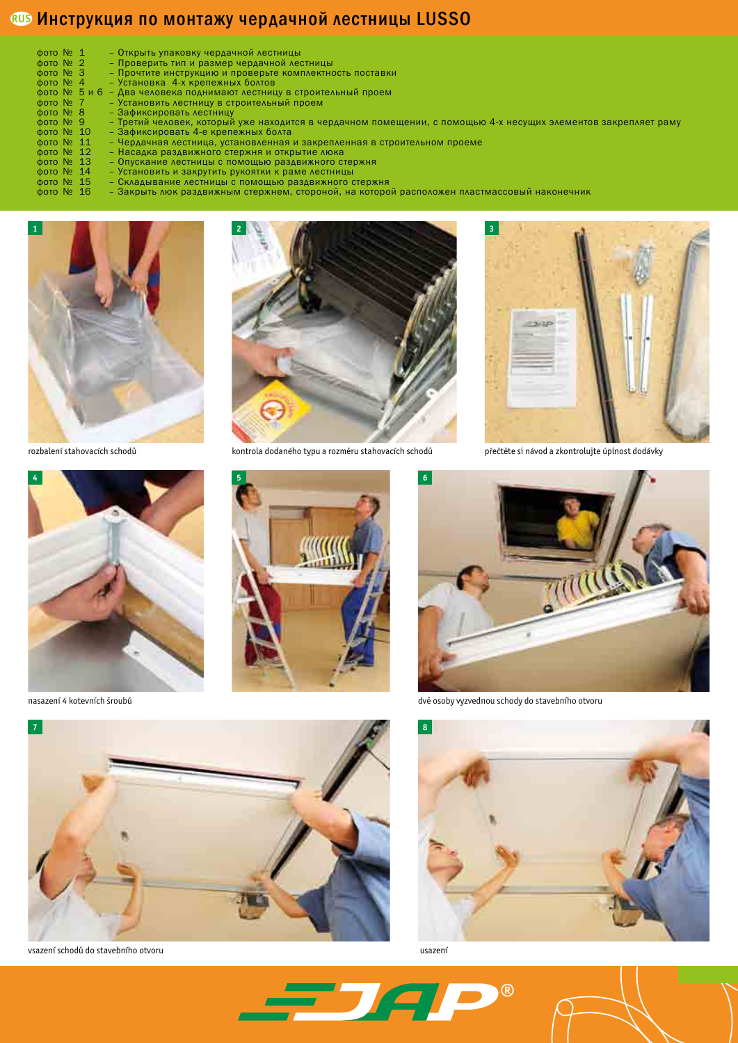# Инструкция по монтажу чердачной лестницы LUSSO

- фото № 1 – Открыть упаковку чердачной лестницы
- фото № 2 – Проверить тип и размер чердачной лестницы
- фото № 3 – Прочтите инструкцию и проверьте комплектность поставки
- фото № 4 – Установка 4-х крепежных болтов
- фото № 5 и 6 – Два человека поднимают лестницу в строительный проем
- фото № 7 – Установить лестницу в строительный проем
- фото № 8 – Зафиксировать лестницу
- фото № 9 – Третий человек, который уже находится в чердачном помещении, с помощью 4-х несущих элементов закрепляет раму
- фото № 10 – Зафиксировать 4-е крепежных болта
- фото № 11 – Чердачная лестница, установленная и закрепленная в строительном проеме
- фото № 12 – Насадка раздвижного стержня и открытие люка
- фото № 13 – Опускание лестницы с помощью раздвижного стержня
- фото № 14 – Установить и закрутить рукоятки к раме лестницы
- фото № 15 – Складывание лестницы с помощью раздвижного стержня
- фото № 16 – Закрыть люк раздвижным стержнем, стороной, на которой расположен пластмассовый наконечник

1 – rozbalení stahovacích schodů

2 – kontrola dodaného typu a rozměru stahovacích schodů

3 – přečtěte si návod a zkontrolujte úplnost dodávky

4 – nasazení 4 kotevních šroubů

5, 6 – dvě osoby vyzvednou schody do stavebního otvoru

7 – vsazení schodů do stavebního otvoru

8 – usazení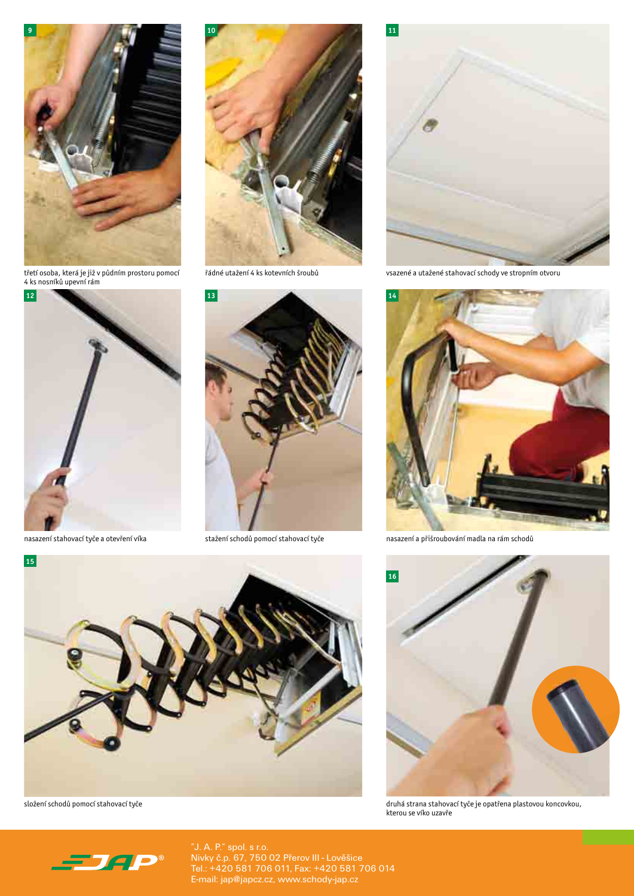9

třetí osoba, která je již v půdním prostoru pomocí 4 ks nosníků upevní rám

10

řádné utažení 4 ks kotevních šroubů

11

vsazené a utažené stahovací schody ve stropním otvoru

12

nasazení stahovací tyče a otevření víka

13

stažení schodů pomocí stahovací tyče

14

nasazení a přišroubování madla na rám schodů

15

složení schodů pomocí stahovací tyče

16

druhá strana stahovací tyče je opatřena plastovou koncovkou, kterou se víko uzavře

"J. A. P." spol. s r.o.
Nivky č.p. 67, 750 02 Přerov III - Lověšice
Tel.: +420 581 706 011, Fax: +420 581 706 014
E-mail: jap@japcz.cz, www.schody-jap.cz